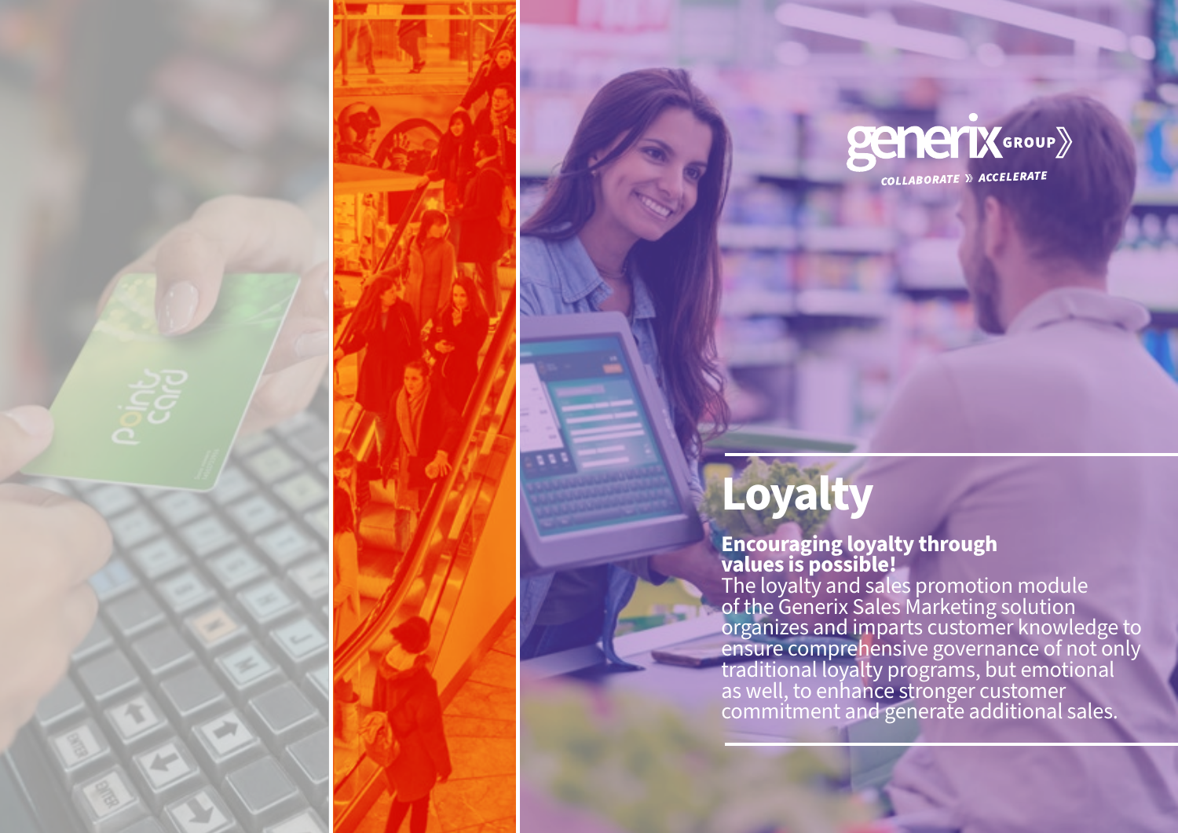generix GROUP

COLLABORATE » ACCELERATE

# Loyalty

**Encouraging loyalty through values is possible!**

The loyalty and sales promotion module of the Generix Sales Marketing solution organizes and imparts customer knowledge to ensure comprehensive governance of not only traditional loyalty programs, but emotional as well, to enhance stronger customer commitment and generate additional sales.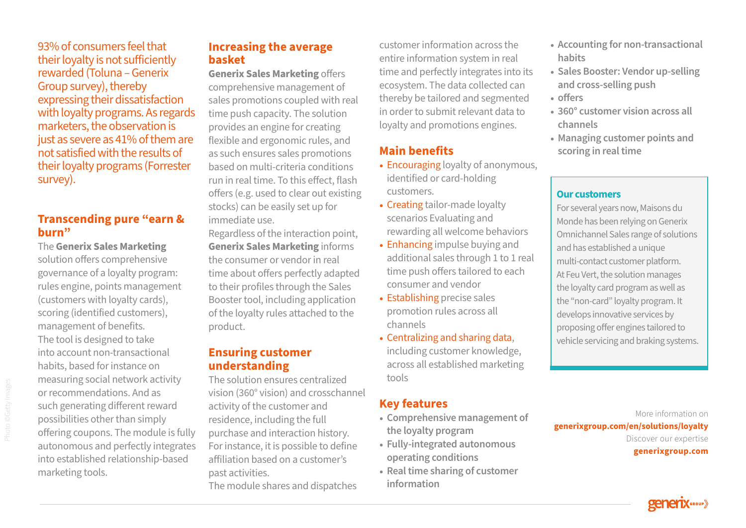93% of consumers feel that their loyalty is not sufficiently rewarded (Toluna – Generix Group survey), thereby expressing their dissatisfaction with loyalty programs. As regards marketers, the observation is just as severe as 41% of them are not satisfied with the results of their loyalty programs (Forrester survey).

## Transcending pure "earn & burn"

The **Generix Sales Marketing** solution offers comprehensive governance of a loyalty program: rules engine, points management (customers with loyalty cards), scoring (identified customers), management of benefits.
The tool is designed to take into account non-transactional habits, based for instance on measuring social network activity or recommendations. And as such generating different reward possibilities other than simply offering coupons. The module is fully autonomous and perfectly integrates into established relationship-based marketing tools.

## Increasing the average basket

**Generix Sales Marketing** offers comprehensive management of sales promotions coupled with real time push capacity. The solution provides an engine for creating flexible and ergonomic rules, and as such ensures sales promotions based on multi-criteria conditions run in real time. To this effect, flash offers (e.g. used to clear out existing stocks) can be easily set up for immediate use.
Regardless of the interaction point, **Generix Sales Marketing** informs the consumer or vendor in real time about offers perfectly adapted to their profiles through the Sales Booster tool, including application of the loyalty rules attached to the product.

## Ensuring customer understanding

The solution ensures centralized vision (360° vision) and crosschannel activity of the customer and residence, including the full purchase and interaction history. For instance, it is possible to define affiliation based on a customer's past activities.
The module shares and dispatches customer information across the entire information system in real time and perfectly integrates into its ecosystem. The data collected can thereby be tailored and segmented in order to submit relevant data to loyalty and promotions engines.

## Main benefits

- Encouraging loyalty of anonymous, identified or card-holding customers.
- Creating tailor-made loyalty scenarios Evaluating and rewarding all welcome behaviors
- Enhancing impulse buying and additional sales through 1 to 1 real time push offers tailored to each consumer and vendor
- Establishing precise sales promotion rules across all channels
- Centralizing and sharing data, including customer knowledge, across all established marketing tools

## Key features

- **Comprehensive management of the loyalty program**
- **Fully-integrated autonomous operating conditions**
- **Real time sharing of customer information**
- **Accounting for non-transactional habits**
- **Sales Booster: Vendor up-selling and cross-selling push**
- **offers**
- **360° customer vision across all channels**
- **Managing customer points and scoring in real time**

### Our customers

For several years now, Maisons du Monde has been relying on Generix Omnichannel Sales range of solutions and has established a unique multi-contact customer platform.
At Feu Vert, the solution manages the loyalty card program as well as the "non-card" loyalty program. It develops innovative services by proposing offer engines tailored to vehicle servicing and braking systems.

More information on
**generixgroup.com/en/solutions/loyalty**
Discover our expertise
**generixgroup.com**

Photo ©Getty Images